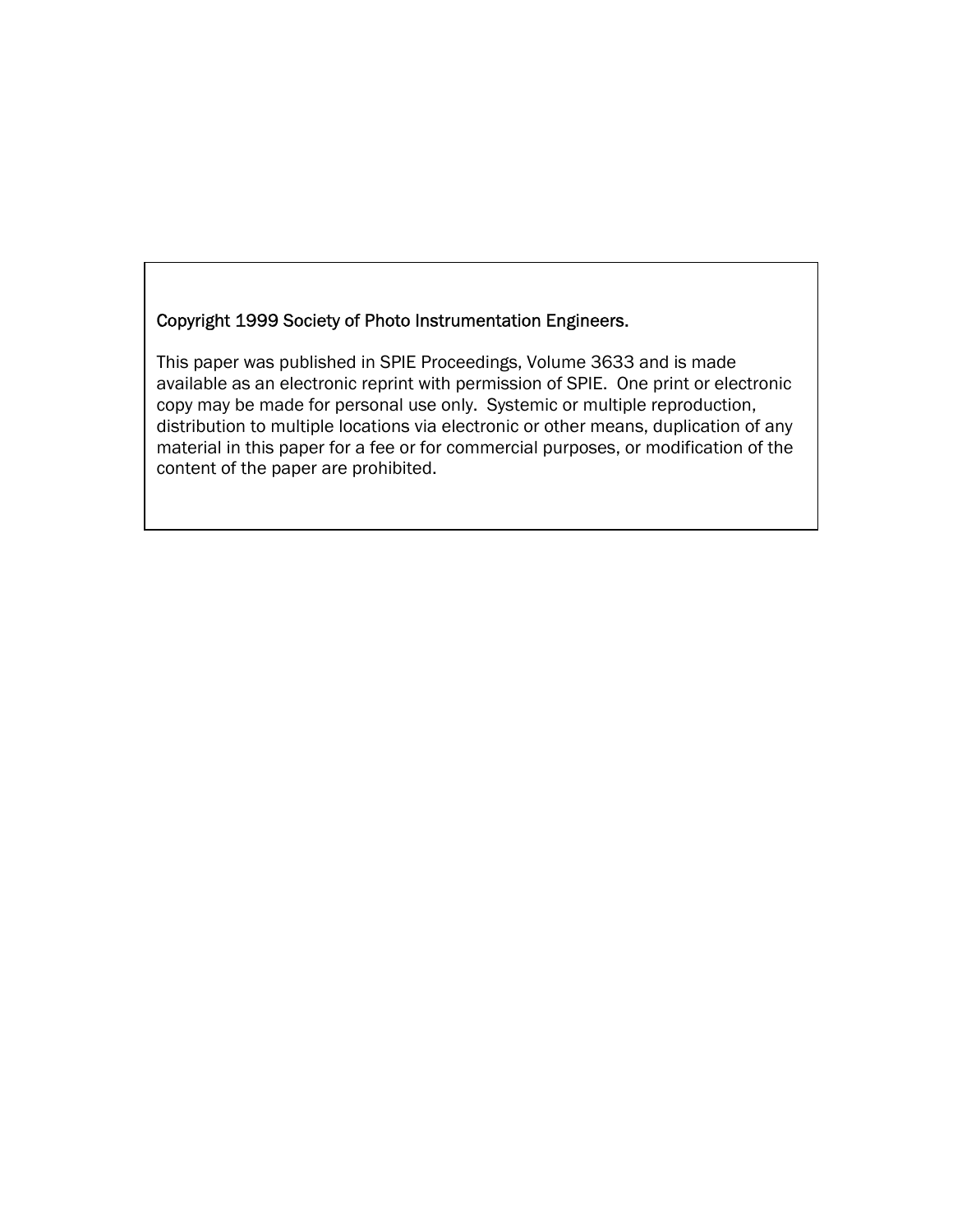Copyright 1999 Society of Photo Instrumentation Engineers.

This paper was published in SPIE Proceedings, Volume 3633 and is made available as an electronic reprint with permission of SPIE. One print or electronic copy may be made for personal use only. Systemic or multiple reproduction, distribution to multiple locations via electronic or other means, duplication of any material in this paper for a fee or for commercial purposes, or modification of the content of the paper are prohibited.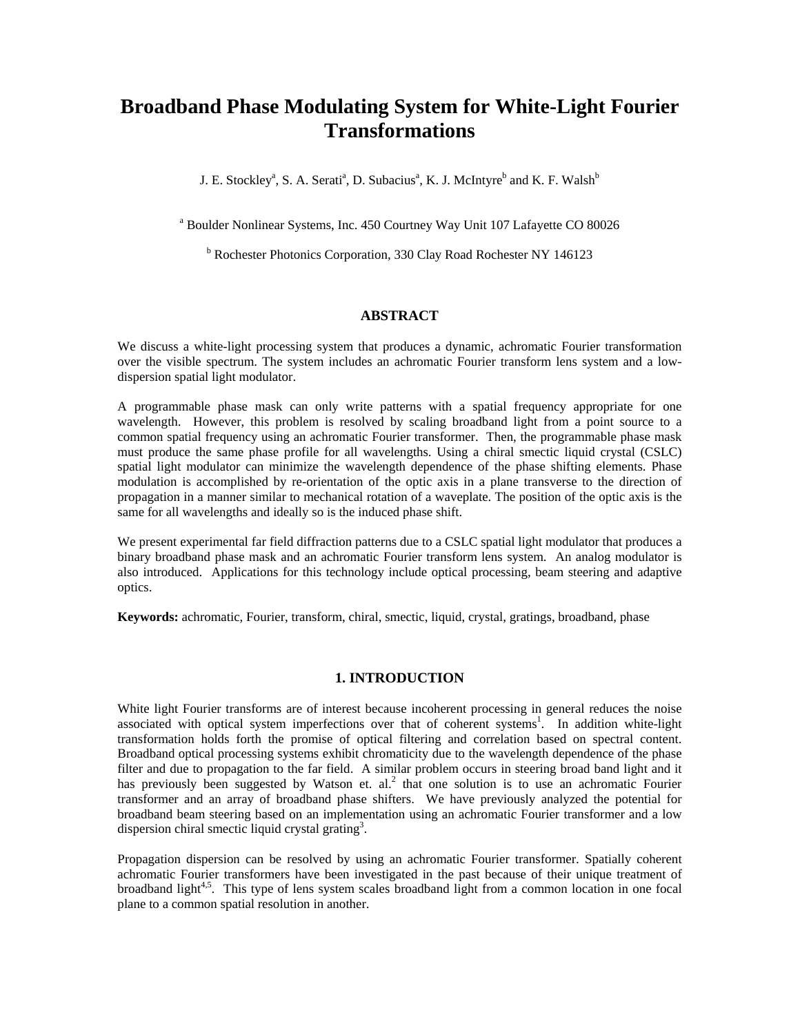#  Broadband Phase Modulating System for White-Light Fourier Transformations

J. E. Stockley[a], S. A. Serati[a], D. Subacius[a], K. J. McIntyre[b] and K. F. Walsh[b]

[a] Boulder Nonlinear Systems, Inc. 450 Courtney Way Unit 107 Lafayette CO 80026

[b] Rochester Photonics Corporation, 330 Clay Road Rochester NY 146123

## ABSTRACT

We discuss a white-light processing system that produces a dynamic, achromatic Fourier transformation over the visible spectrum. The system includes an achromatic Fourier transform lens system and a low-dispersion spatial light modulator.

A programmable phase mask can only write patterns with a spatial frequency appropriate for one wavelength. However, this problem is resolved by scaling broadband light from a point source to a common spatial frequency using an achromatic Fourier transformer. Then, the programmable phase mask must produce the same phase profile for all wavelengths. Using a chiral smectic liquid crystal (CSLC) spatial light modulator can minimize the wavelength dependence of the phase shifting elements. Phase modulation is accomplished by re-orientation of the optic axis in a plane transverse to the direction of propagation in a manner similar to mechanical rotation of a waveplate. The position of the optic axis is the same for all wavelengths and ideally so is the induced phase shift.

We present experimental far field diffraction patterns due to a CSLC spatial light modulator that produces a binary broadband phase mask and an achromatic Fourier transform lens system. An analog modulator is also introduced. Applications for this technology include optical processing, beam steering and adaptive optics.

**Keywords:** achromatic, Fourier, transform, chiral, smectic, liquid, crystal, gratings, broadband, phase

## 1. INTRODUCTION

White light Fourier transforms are of interest because incoherent processing in general reduces the noise associated with optical system imperfections over that of coherent systems[1]. In addition white-light transformation holds forth the promise of optical filtering and correlation based on spectral content. Broadband optical processing systems exhibit chromaticity due to the wavelength dependence of the phase filter and due to propagation to the far field. A similar problem occurs in steering broad band light and it has previously been suggested by Watson et. al.[2] that one solution is to use an achromatic Fourier transformer and an array of broadband phase shifters. We have previously analyzed the potential for broadband beam steering based on an implementation using an achromatic Fourier transformer and a low dispersion chiral smectic liquid crystal grating[3].

Propagation dispersion can be resolved by using an achromatic Fourier transformer. Spatially coherent achromatic Fourier transformers have been investigated in the past because of their unique treatment of broadband light[4,5]. This type of lens system scales broadband light from a common location in one focal plane to a common spatial resolution in another.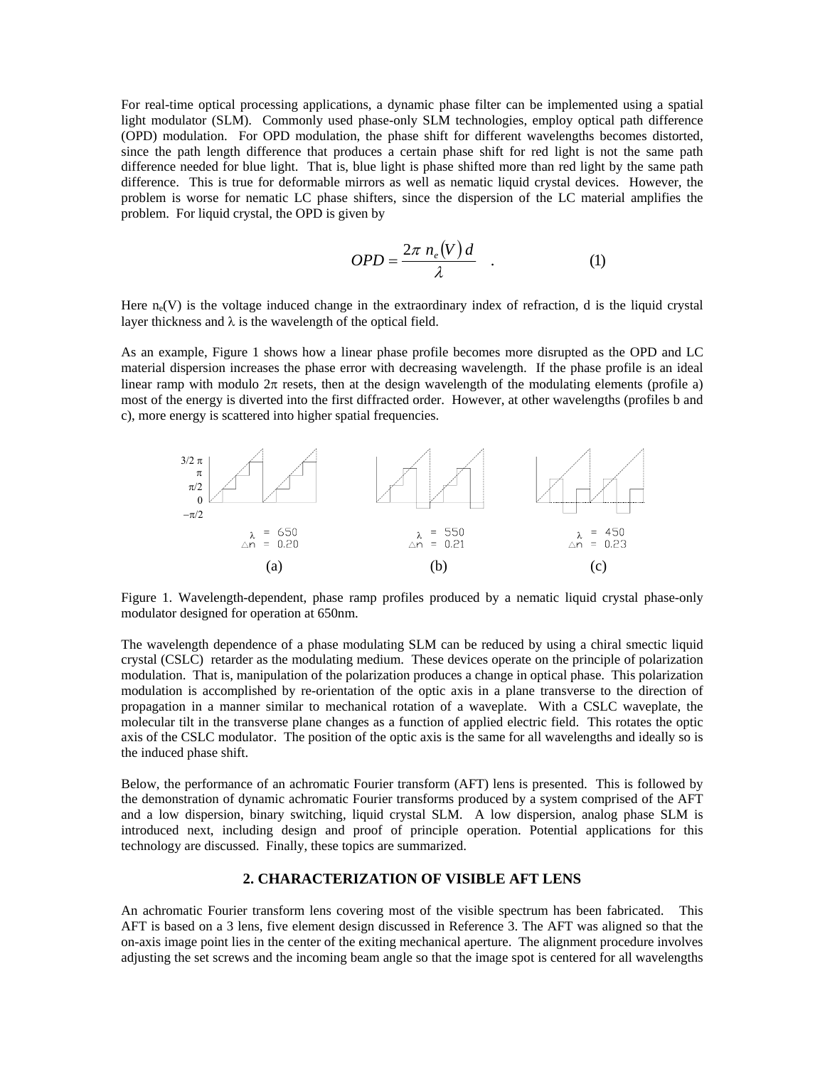For real-time optical processing applications, a dynamic phase filter can be implemented using a spatial light modulator (SLM). Commonly used phase-only SLM technologies, employ optical path difference (OPD) modulation. For OPD modulation, the phase shift for different wavelengths becomes distorted, since the path length difference that produces a certain phase shift for red light is not the same path difference needed for blue light. That is, blue light is phase shifted more than red light by the same path difference. This is true for deformable mirrors as well as nematic liquid crystal devices. However, the problem is worse for nematic LC phase shifters, since the dispersion of the LC material amplifies the problem. For liquid crystal, the OPD is given by

$$OPD = \frac{2\pi\ n_e(V)\ d}{\lambda} \quad . \tag{1}$$

Here $n_e(V)$ is the voltage induced change in the extraordinary index of refraction, d is the liquid crystal layer thickness and $\lambda$ is the wavelength of the optical field.

As an example, Figure 1 shows how a linear phase profile becomes more disrupted as the OPD and LC material dispersion increases the phase error with decreasing wavelength. If the phase profile is an ideal linear ramp with modulo $2\pi$ resets, then at the design wavelength of the modulating elements (profile a) most of the energy is diverted into the first diffracted order. However, at other wavelengths (profiles b and c), more energy is scattered into higher spatial frequencies.

$\lambda$ = 650, $\Delta n$ = 0.20 (a) | $\lambda$ = 550, $\Delta n$ = 0.21 (b) | $\lambda$ = 450, $\Delta n$ = 0.23 (c)

Figure 1. Wavelength-dependent, phase ramp profiles produced by a nematic liquid crystal phase-only modulator designed for operation at 650nm.

The wavelength dependence of a phase modulating SLM can be reduced by using a chiral smectic liquid crystal (CSLC) retarder as the modulating medium. These devices operate on the principle of polarization modulation. That is, manipulation of the polarization produces a change in optical phase. This polarization modulation is accomplished by re-orientation of the optic axis in a plane transverse to the direction of propagation in a manner similar to mechanical rotation of a waveplate. With a CSLC waveplate, the molecular tilt in the transverse plane changes as a function of applied electric field. This rotates the optic axis of the CSLC modulator. The position of the optic axis is the same for all wavelengths and ideally so is the induced phase shift.

Below, the performance of an achromatic Fourier transform (AFT) lens is presented. This is followed by the demonstration of dynamic achromatic Fourier transforms produced by a system comprised of the AFT and a low dispersion, binary switching, liquid crystal SLM. A low dispersion, analog phase SLM is introduced next, including design and proof of principle operation. Potential applications for this technology are discussed. Finally, these topics are summarized.

## 2. CHARACTERIZATION OF VISIBLE AFT LENS

An achromatic Fourier transform lens covering most of the visible spectrum has been fabricated. This AFT is based on a 3 lens, five element design discussed in Reference 3. The AFT was aligned so that the on-axis image point lies in the center of the exiting mechanical aperture. The alignment procedure involves adjusting the set screws and the incoming beam angle so that the image spot is centered for all wavelengths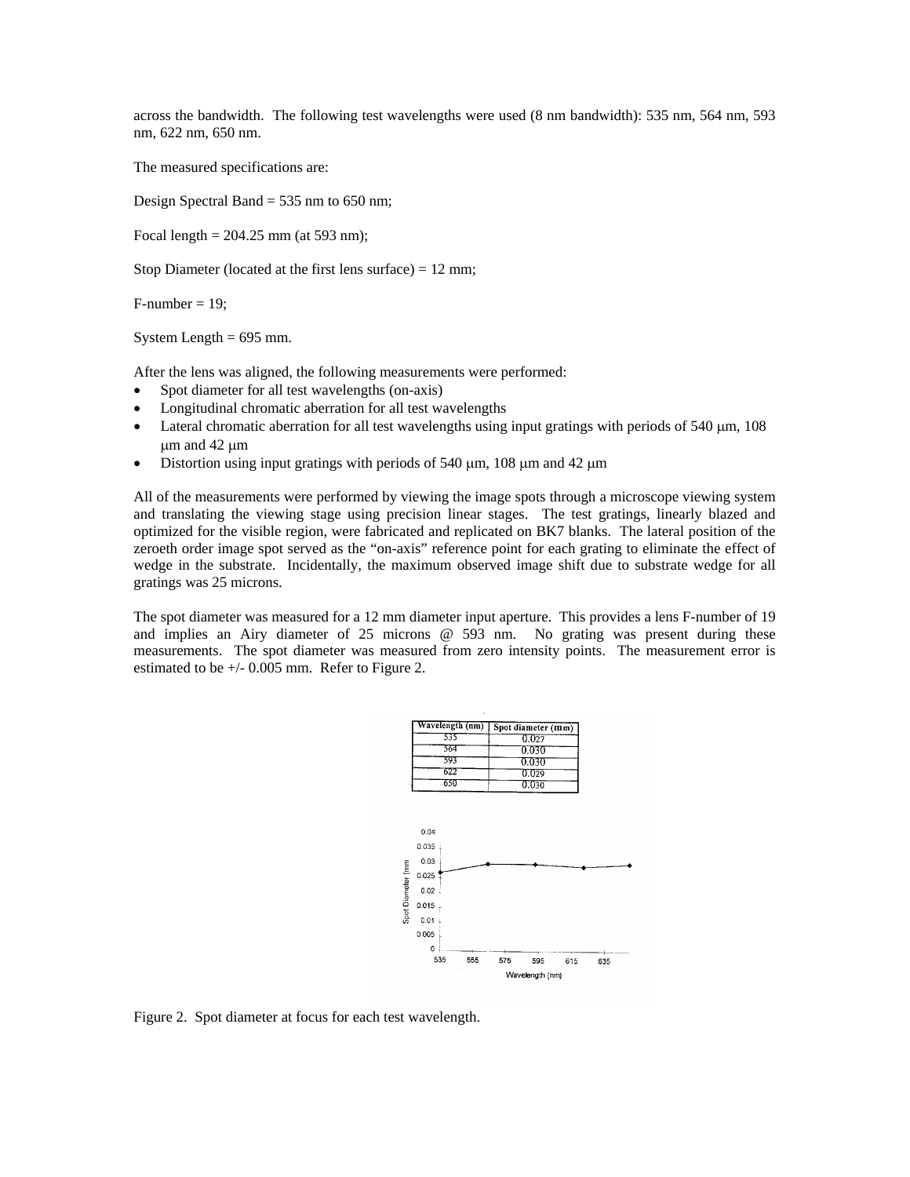across the bandwidth. The following test wavelengths were used (8 nm bandwidth): 535 nm, 564 nm, 593 nm, 622 nm, 650 nm.

The measured specifications are:

Design Spectral Band = 535 nm to 650 nm;

Focal length = 204.25 mm (at 593 nm);

Stop Diameter (located at the first lens surface) = 12 mm;

F-number = 19;

System Length = 695 mm.

After the lens was aligned, the following measurements were performed:

- Spot diameter for all test wavelengths (on-axis)
- Longitudinal chromatic aberration for all test wavelengths
- Lateral chromatic aberration for all test wavelengths using input gratings with periods of 540 μm, 108 μm and 42 μm
- Distortion using input gratings with periods of 540 μm, 108 μm and 42 μm

All of the measurements were performed by viewing the image spots through a microscope viewing system and translating the viewing stage using precision linear stages. The test gratings, linearly blazed and optimized for the visible region, were fabricated and replicated on BK7 blanks. The lateral position of the zeroeth order image spot served as the "on-axis" reference point for each grating to eliminate the effect of wedge in the substrate. Incidentally, the maximum observed image shift due to substrate wedge for all gratings was 25 microns.

The spot diameter was measured for a 12 mm diameter input aperture. This provides a lens F-number of 19 and implies an Airy diameter of 25 microns @ 593 nm. No grating was present during these measurements. The spot diameter was measured from zero intensity points. The measurement error is estimated to be +/- 0.005 mm. Refer to Figure 2.

| Wavelength (nm) | Spot diameter (mm) |
|---|---|
| 535 | 0.027 |
| 564 | 0.030 |
| 593 | 0.030 |
| 622 | 0.029 |
| 650 | 0.030 |

Figure 2. Spot diameter at focus for each test wavelength.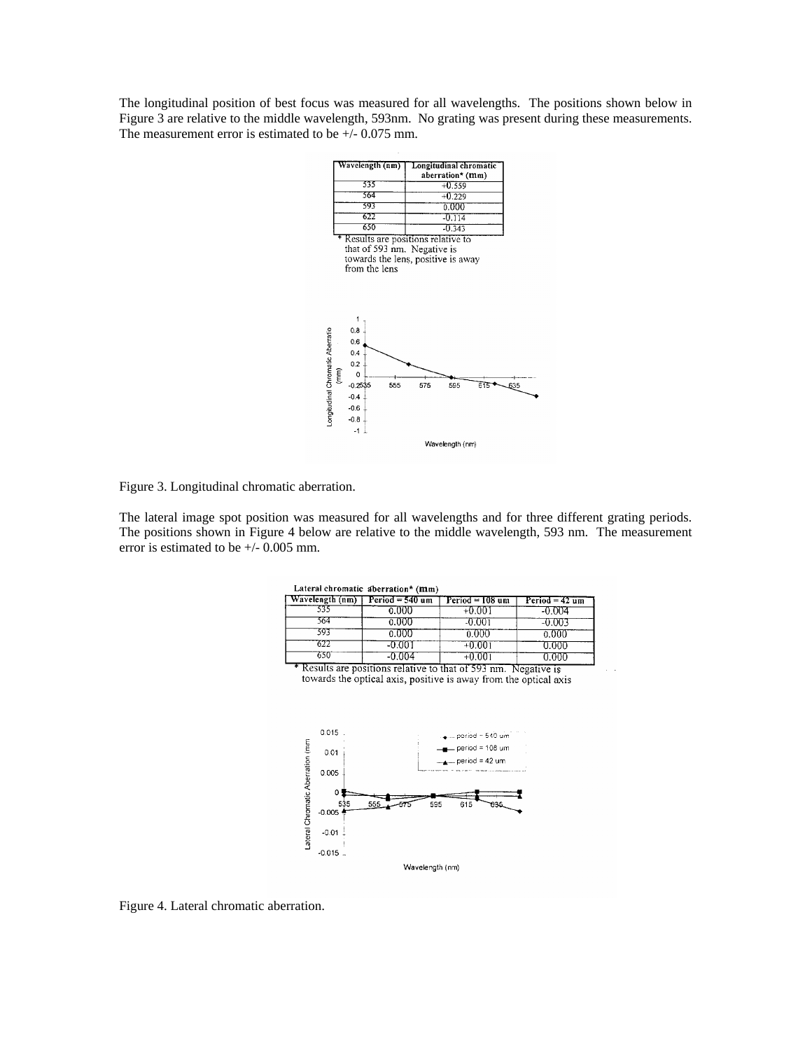The longitudinal position of best focus was measured for all wavelengths. The positions shown below in Figure 3 are relative to the middle wavelength, 593nm. No grating was present during these measurements. The measurement error is estimated to be +/- 0.075 mm.

| Wavelength (nm) | Longitudinal chromatic aberration* (mm) |
|---|---|
| 535 | +0.559 |
| 564 | +0.229 |
| 593 | 0.000 |
| 622 | -0.114 |
| 650 | -0.343 |

\* Results are positions relative to that of 593 nm. Negative is towards the lens, positive is away from the lens

Figure 3. Longitudinal chromatic aberration.

The lateral image spot position was measured for all wavelengths and for three different grating periods. The positions shown in Figure 4 below are relative to the middle wavelength, 593 nm. The measurement error is estimated to be +/- 0.005 mm.

Lateral chromatic aberration* (mm)

| Wavelength (nm) | Period = 540 um | Period = 108 um | Period = 42 um |
|---|---|---|---|
| 535 | 0.000 | +0.001 | -0.004 |
| 564 | 0.000 | -0.001 | -0.003 |
| 593 | 0.000 | 0.000 | 0.000 |
| 622 | -0.001 | +0.001 | 0.000 |
| 650 | -0.004 | +0.001 | 0.000 |

\* Results are positions relative to that of 593 nm. Negative is towards the optical axis, positive is away from the optical axis

Figure 4. Lateral chromatic aberration.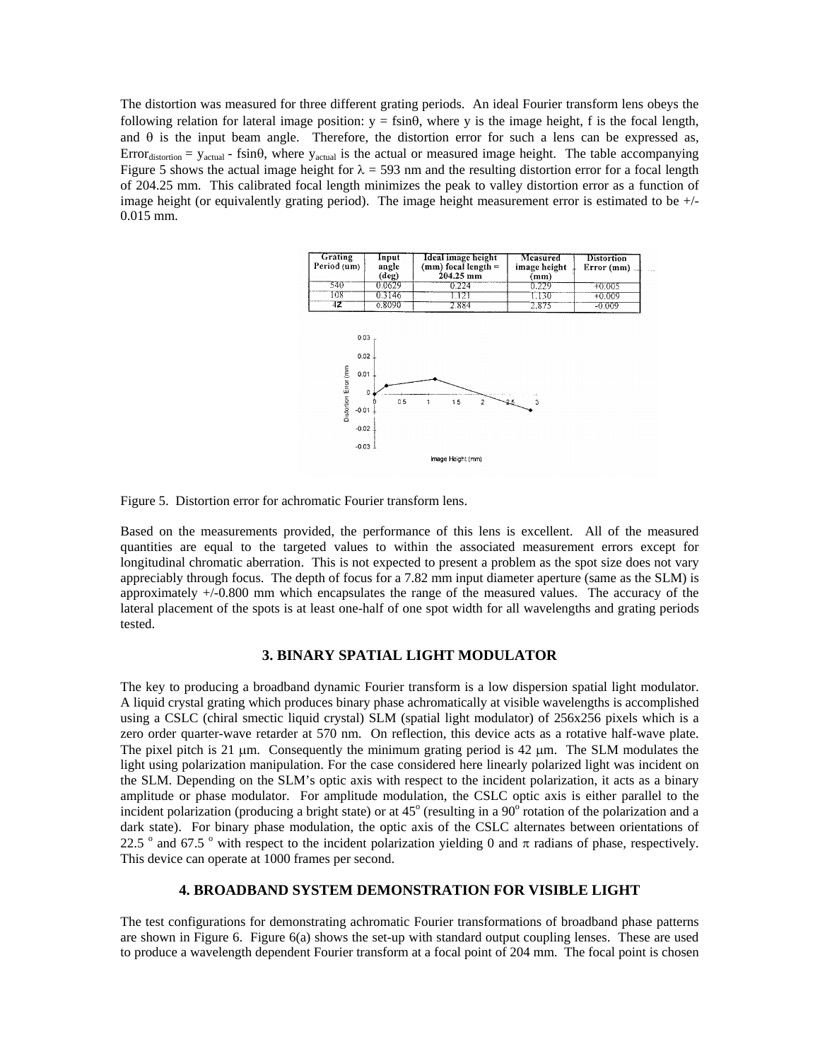The distortion was measured for three different grating periods. An ideal Fourier transform lens obeys the following relation for lateral image position: $y = f\sin\theta$, where y is the image height, f is the focal length, and $\theta$ is the input beam angle. Therefore, the distortion error for such a lens can be expressed as, $\text{Error}_{\text{distortion}} = y_{\text{actual}} - f\sin\theta$, where $y_{\text{actual}}$ is the actual or measured image height. The table accompanying Figure 5 shows the actual image height for $\lambda$ = 593 nm and the resulting distortion error for a focal length of 204.25 mm. This calibrated focal length minimizes the peak to valley distortion error as a function of image height (or equivalently grating period). The image height measurement error is estimated to be +/- 0.015 mm.

| Grating Period (um) | Input angle (deg) | Ideal image height (mm) focal length = 204.25 mm | Measured image height (mm) | Distortion Error (mm) |
|---|---|---|---|---|
| 540 | 0.0629 | 0.224 | 0.229 | +0.005 |
| 108 | 0.3146 | 1.121 | 1.130 | +0.009 |
| 42 | 0.8090 | 2.884 | 2.875 | -0.009 |

Figure 5. Distortion error for achromatic Fourier transform lens.

Based on the measurements provided, the performance of this lens is excellent. All of the measured quantities are equal to the targeted values to within the associated measurement errors except for longitudinal chromatic aberration. This is not expected to present a problem as the spot size does not vary appreciably through focus. The depth of focus for a 7.82 mm input diameter aperture (same as the SLM) is approximately +/-0.800 mm which encapsulates the range of the measured values. The accuracy of the lateral placement of the spots is at least one-half of one spot width for all wavelengths and grating periods tested.

## 3. BINARY SPATIAL LIGHT MODULATOR

The key to producing a broadband dynamic Fourier transform is a low dispersion spatial light modulator. A liquid crystal grating which produces binary phase achromatically at visible wavelengths is accomplished using a CSLC (chiral smectic liquid crystal) SLM (spatial light modulator) of 256x256 pixels which is a zero order quarter-wave retarder at 570 nm. On reflection, this device acts as a rotative half-wave plate. The pixel pitch is 21 $\mu$m. Consequently the minimum grating period is 42 $\mu$m. The SLM modulates the light using polarization manipulation. For the case considered here linearly polarized light was incident on the SLM. Depending on the SLM's optic axis with respect to the incident polarization, it acts as a binary amplitude or phase modulator. For amplitude modulation, the CSLC optic axis is either parallel to the incident polarization (producing a bright state) or at 45$^o$ (resulting in a 90$^o$ rotation of the polarization and a dark state). For binary phase modulation, the optic axis of the CSLC alternates between orientations of 22.5 $^o$ and 67.5 $^o$ with respect to the incident polarization yielding 0 and $\pi$ radians of phase, respectively. This device can operate at 1000 frames per second.

## 4. BROADBAND SYSTEM DEMONSTRATION FOR VISIBLE LIGHT

The test configurations for demonstrating achromatic Fourier transformations of broadband phase patterns are shown in Figure 6. Figure 6(a) shows the set-up with standard output coupling lenses. These are used to produce a wavelength dependent Fourier transform at a focal point of 204 mm. The focal point is chosen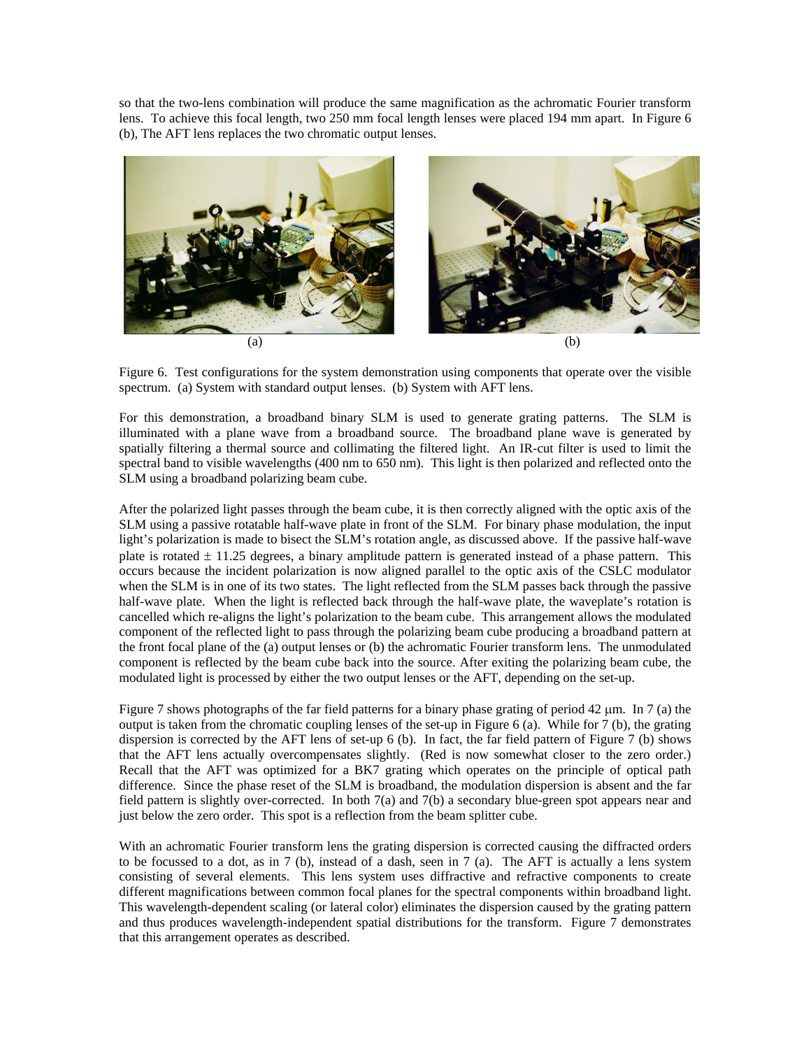so that the two-lens combination will produce the same magnification as the achromatic Fourier transform lens. To achieve this focal length, two 250 mm focal length lenses were placed 194 mm apart. In Figure 6 (b), The AFT lens replaces the two chromatic output lenses.

(a)

(b)

Figure 6. Test configurations for the system demonstration using components that operate over the visible spectrum. (a) System with standard output lenses. (b) System with AFT lens.

For this demonstration, a broadband binary SLM is used to generate grating patterns. The SLM is illuminated with a plane wave from a broadband source. The broadband plane wave is generated by spatially filtering a thermal source and collimating the filtered light. An IR-cut filter is used to limit the spectral band to visible wavelengths (400 nm to 650 nm). This light is then polarized and reflected onto the SLM using a broadband polarizing beam cube.

After the polarized light passes through the beam cube, it is then correctly aligned with the optic axis of the SLM using a passive rotatable half-wave plate in front of the SLM. For binary phase modulation, the input light's polarization is made to bisect the SLM's rotation angle, as discussed above. If the passive half-wave plate is rotated $\pm$ 11.25 degrees, a binary amplitude pattern is generated instead of a phase pattern. This occurs because the incident polarization is now aligned parallel to the optic axis of the CSLC modulator when the SLM is in one of its two states. The light reflected from the SLM passes back through the passive half-wave plate. When the light is reflected back through the half-wave plate, the waveplate's rotation is cancelled which re-aligns the light's polarization to the beam cube. This arrangement allows the modulated component of the reflected light to pass through the polarizing beam cube producing a broadband pattern at the front focal plane of the (a) output lenses or (b) the achromatic Fourier transform lens. The unmodulated component is reflected by the beam cube back into the source. After exiting the polarizing beam cube, the modulated light is processed by either the two output lenses or the AFT, depending on the set-up.

Figure 7 shows photographs of the far field patterns for a binary phase grating of period 42 $\mu$m. In 7 (a) the output is taken from the chromatic coupling lenses of the set-up in Figure 6 (a). While for 7 (b), the grating dispersion is corrected by the AFT lens of set-up 6 (b). In fact, the far field pattern of Figure 7 (b) shows that the AFT lens actually overcompensates slightly. (Red is now somewhat closer to the zero order.) Recall that the AFT was optimized for a BK7 grating which operates on the principle of optical path difference. Since the phase reset of the SLM is broadband, the modulation dispersion is absent and the far field pattern is slightly over-corrected. In both 7(a) and 7(b) a secondary blue-green spot appears near and just below the zero order. This spot is a reflection from the beam splitter cube.

With an achromatic Fourier transform lens the grating dispersion is corrected causing the diffracted orders to be focussed to a dot, as in 7 (b), instead of a dash, seen in 7 (a). The AFT is actually a lens system consisting of several elements. This lens system uses diffractive and refractive components to create different magnifications between common focal planes for the spectral components within broadband light. This wavelength-dependent scaling (or lateral color) eliminates the dispersion caused by the grating pattern and thus produces wavelength-independent spatial distributions for the transform. Figure 7 demonstrates that this arrangement operates as described.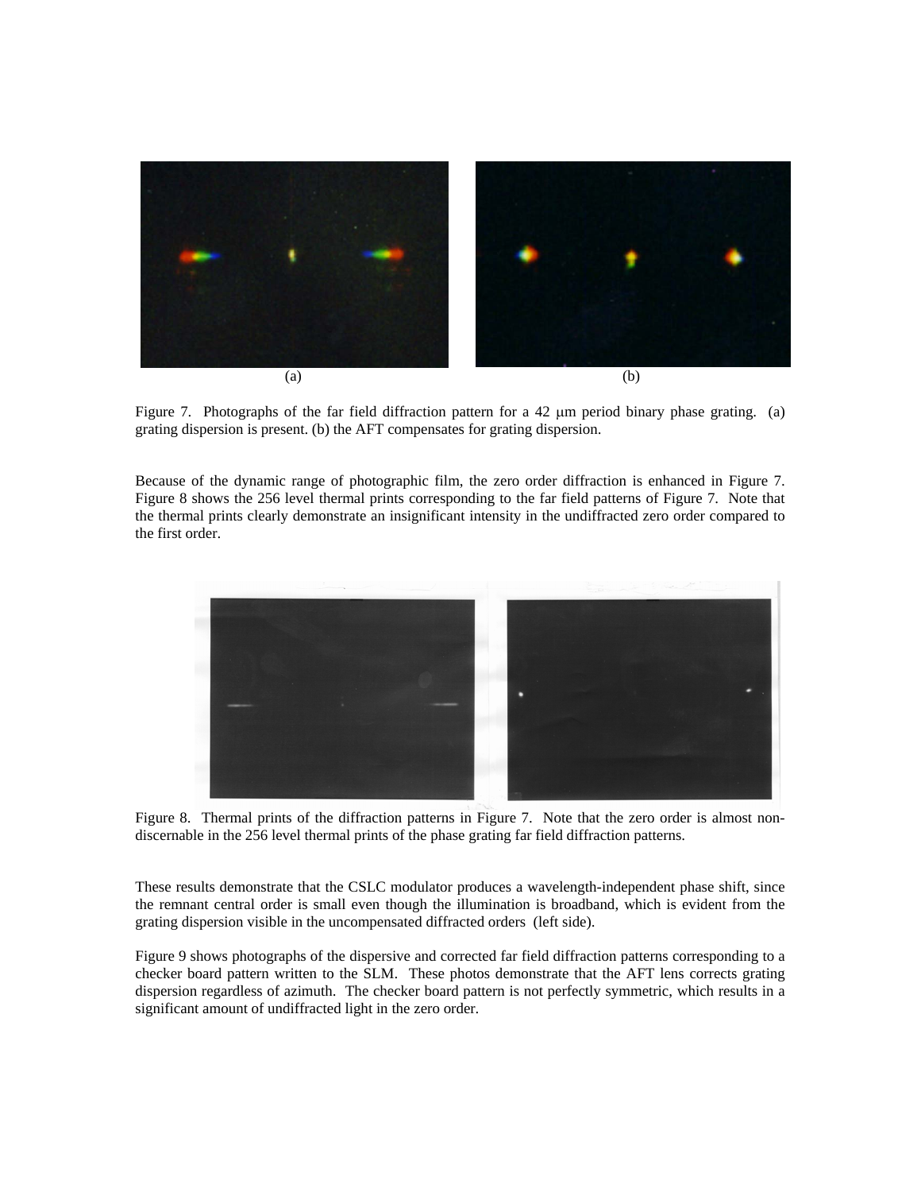(a)

(b)

Figure 7. Photographs of the far field diffraction pattern for a 42 μm period binary phase grating. (a) grating dispersion is present. (b) the AFT compensates for grating dispersion.

Because of the dynamic range of photographic film, the zero order diffraction is enhanced in Figure 7. Figure 8 shows the 256 level thermal prints corresponding to the far field patterns of Figure 7. Note that the thermal prints clearly demonstrate an insignificant intensity in the undiffracted zero order compared to the first order.

Figure 8. Thermal prints of the diffraction patterns in Figure 7. Note that the zero order is almost non-discernable in the 256 level thermal prints of the phase grating far field diffraction patterns.

These results demonstrate that the CSLC modulator produces a wavelength-independent phase shift, since the remnant central order is small even though the illumination is broadband, which is evident from the grating dispersion visible in the uncompensated diffracted orders (left side).

Figure 9 shows photographs of the dispersive and corrected far field diffraction patterns corresponding to a checker board pattern written to the SLM. These photos demonstrate that the AFT lens corrects grating dispersion regardless of azimuth. The checker board pattern is not perfectly symmetric, which results in a significant amount of undiffracted light in the zero order.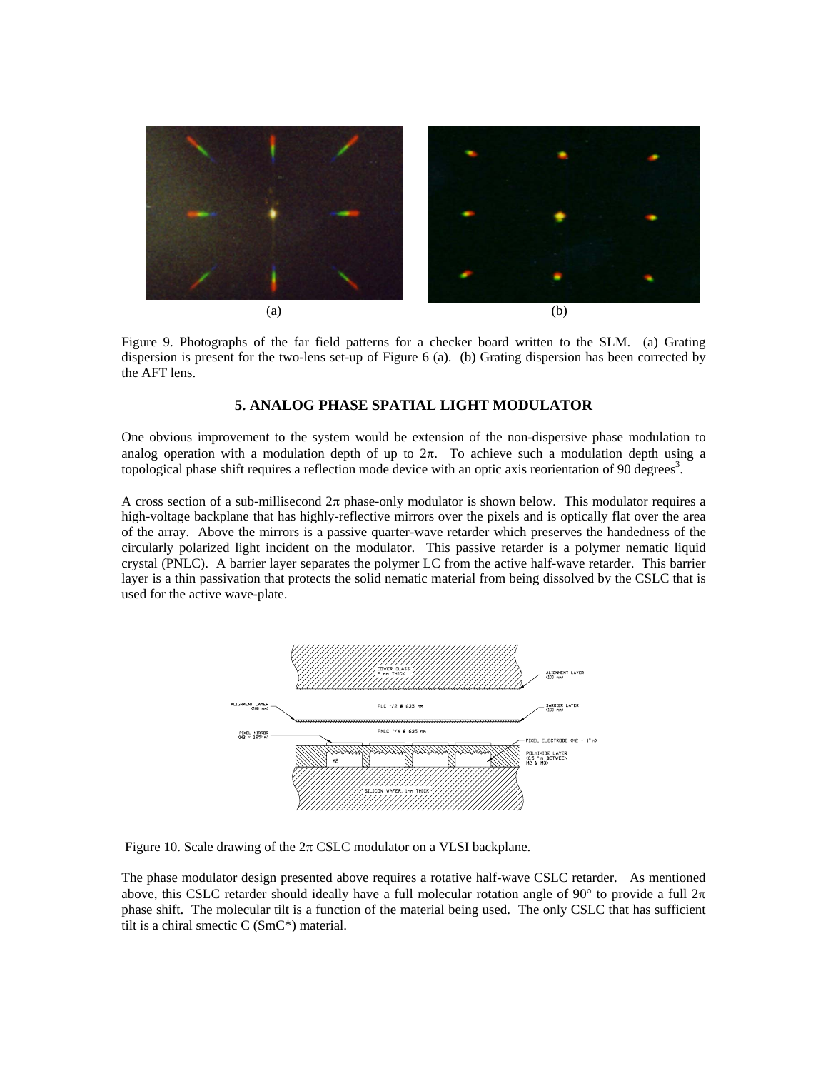(a) (b)

Figure 9. Photographs of the far field patterns for a checker board written to the SLM. (a) Grating dispersion is present for the two-lens set-up of Figure 6 (a). (b) Grating dispersion has been corrected by the AFT lens.

## 5. ANALOG PHASE SPATIAL LIGHT MODULATOR

One obvious improvement to the system would be extension of the non-dispersive phase modulation to analog operation with a modulation depth of up to $2\pi$. To achieve such a modulation depth using a topological phase shift requires a reflection mode device with an optic axis reorientation of 90 degrees[3].

A cross section of a sub-millisecond $2\pi$ phase-only modulator is shown below. This modulator requires a high-voltage backplane that has highly-reflective mirrors over the pixels and is optically flat over the area of the array. Above the mirrors is a passive quarter-wave retarder which preserves the handedness of the circularly polarized light incident on the modulator. This passive retarder is a polymer nematic liquid crystal (PNLC). A barrier layer separates the polymer LC from the active half-wave retarder. This barrier layer is a thin passivation that protects the solid nematic material from being dissolved by the CSLC that is used for the active wave-plate.

Figure 10. Scale drawing of the $2\pi$ CSLC modulator on a VLSI backplane.

The phase modulator design presented above requires a rotative half-wave CSLC retarder. As mentioned above, this CSLC retarder should ideally have a full molecular rotation angle of 90° to provide a full $2\pi$ phase shift. The molecular tilt is a function of the material being used. The only CSLC that has sufficient tilt is a chiral smectic C (SmC*) material.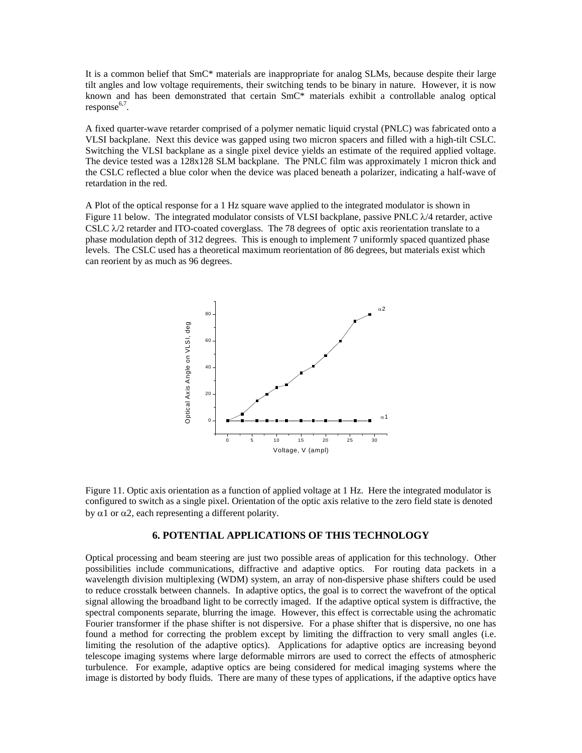It is a common belief that SmC* materials are inappropriate for analog SLMs, because despite their large tilt angles and low voltage requirements, their switching tends to be binary in nature. However, it is now known and has been demonstrated that certain SmC* materials exhibit a controllable analog optical response[6,7].

A fixed quarter-wave retarder comprised of a polymer nematic liquid crystal (PNLC) was fabricated onto a VLSI backplane. Next this device was gapped using two micron spacers and filled with a high-tilt CSLC. Switching the VLSI backplane as a single pixel device yields an estimate of the required applied voltage. The device tested was a 128x128 SLM backplane. The PNLC film was approximately 1 micron thick and the CSLC reflected a blue color when the device was placed beneath a polarizer, indicating a half-wave of retardation in the red.

A Plot of the optical response for a 1 Hz square wave applied to the integrated modulator is shown in Figure 11 below. The integrated modulator consists of VLSI backplane, passive PNLC $\lambda/4$ retarder, active CSLC $\lambda/2$ retarder and ITO-coated coverglass. The 78 degrees of optic axis reorientation translate to a phase modulation depth of 312 degrees. This is enough to implement 7 uniformly spaced quantized phase levels. The CSLC used has a theoretical maximum reorientation of 86 degrees, but materials exist which can reorient by as much as 96 degrees.

Figure 11. Optic axis orientation as a function of applied voltage at 1 Hz. Here the integrated modulator is configured to switch as a single pixel. Orientation of the optic axis relative to the zero field state is denoted by $\alpha 1$ or $\alpha 2$, each representing a different polarity.

## 6. POTENTIAL APPLICATIONS OF THIS TECHNOLOGY

Optical processing and beam steering are just two possible areas of application for this technology. Other possibilities include communications, diffractive and adaptive optics. For routing data packets in a wavelength division multiplexing (WDM) system, an array of non-dispersive phase shifters could be used to reduce crosstalk between channels. In adaptive optics, the goal is to correct the wavefront of the optical signal allowing the broadband light to be correctly imaged. If the adaptive optical system is diffractive, the spectral components separate, blurring the image. However, this effect is correctable using the achromatic Fourier transformer if the phase shifter is not dispersive. For a phase shifter that is dispersive, no one has found a method for correcting the problem except by limiting the diffraction to very small angles (i.e. limiting the resolution of the adaptive optics). Applications for adaptive optics are increasing beyond telescope imaging systems where large deformable mirrors are used to correct the effects of atmospheric turbulence. For example, adaptive optics are being considered for medical imaging systems where the image is distorted by body fluids. There are many of these types of applications, if the adaptive optics have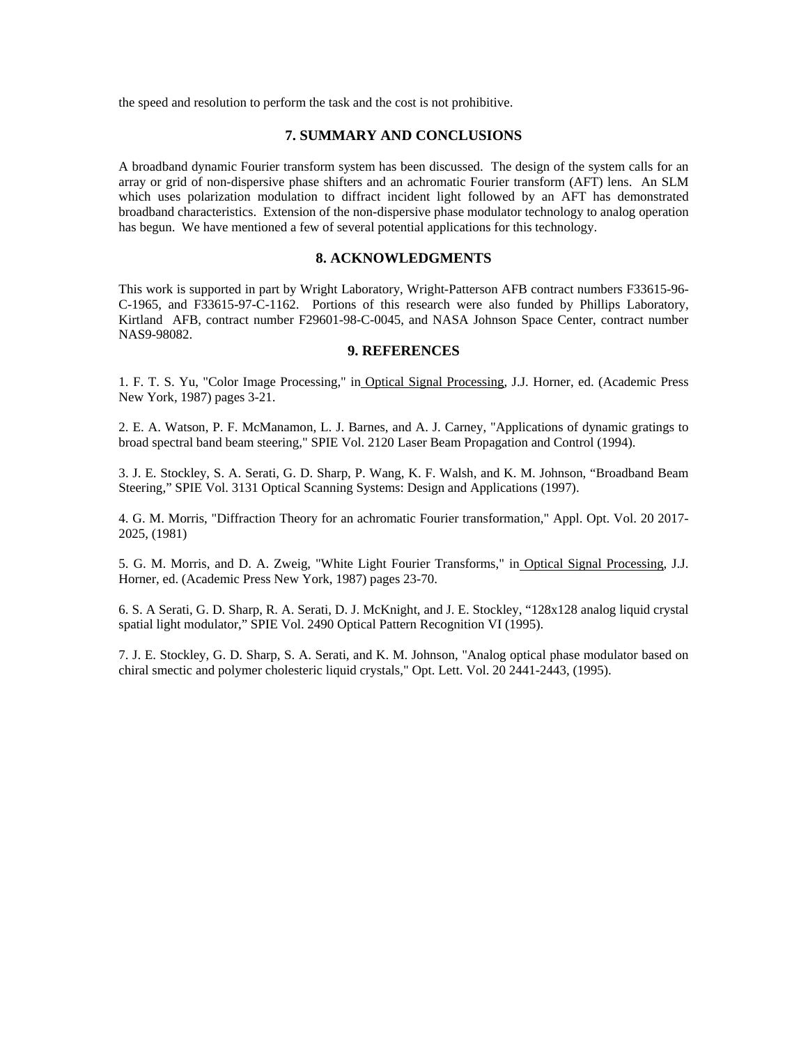the speed and resolution to perform the task and the cost is not prohibitive.

## 7. SUMMARY AND CONCLUSIONS

A broadband dynamic Fourier transform system has been discussed. The design of the system calls for an array or grid of non-dispersive phase shifters and an achromatic Fourier transform (AFT) lens. An SLM which uses polarization modulation to diffract incident light followed by an AFT has demonstrated broadband characteristics. Extension of the non-dispersive phase modulator technology to analog operation has begun. We have mentioned a few of several potential applications for this technology.

## 8. ACKNOWLEDGMENTS

This work is supported in part by Wright Laboratory, Wright-Patterson AFB contract numbers F33615-96-C-1965, and F33615-97-C-1162. Portions of this research were also funded by Phillips Laboratory, Kirtland AFB, contract number F29601-98-C-0045, and NASA Johnson Space Center, contract number NAS9-98082.

## 9. REFERENCES

1. F. T. S. Yu, "Color Image Processing," in Optical Signal Processing, J.J. Horner, ed. (Academic Press New York, 1987) pages 3-21.

2. E. A. Watson, P. F. McManamon, L. J. Barnes, and A. J. Carney, "Applications of dynamic gratings to broad spectral band beam steering," SPIE Vol. 2120 Laser Beam Propagation and Control (1994).

3. J. E. Stockley, S. A. Serati, G. D. Sharp, P. Wang, K. F. Walsh, and K. M. Johnson, "Broadband Beam Steering," SPIE Vol. 3131 Optical Scanning Systems: Design and Applications (1997).

4. G. M. Morris, "Diffraction Theory for an achromatic Fourier transformation," Appl. Opt. Vol. 20 2017-2025, (1981)

5. G. M. Morris, and D. A. Zweig, "White Light Fourier Transforms," in Optical Signal Processing, J.J. Horner, ed. (Academic Press New York, 1987) pages 23-70.

6. S. A Serati, G. D. Sharp, R. A. Serati, D. J. McKnight, and J. E. Stockley, "128x128 analog liquid crystal spatial light modulator," SPIE Vol. 2490 Optical Pattern Recognition VI (1995).

7. J. E. Stockley, G. D. Sharp, S. A. Serati, and K. M. Johnson, "Analog optical phase modulator based on chiral smectic and polymer cholesteric liquid crystals," Opt. Lett. Vol. 20 2441-2443, (1995).